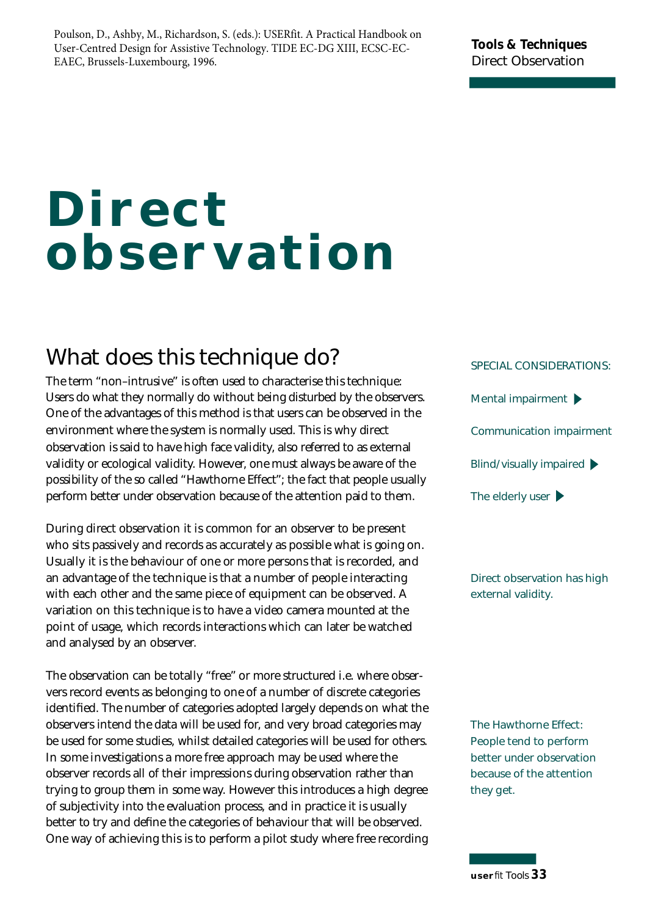Poulson, D., Ashby, M., Richardson, S. (eds.): USERfit. A Practical Handbook on User-Centred Design for Assistive Technology. TIDE EC-DG XIII, ECSC-EC-EAEC, Brussels-Luxembourg, 1996.

**Tools & Techniques**
Direct Observation

# Direct observation

## What does this technique do?

The term "non–intrusive" is often used to characterise this technique: Users do what they normally do without being disturbed by the observers. One of the advantages of this method is that users can be observed in the environment where the system is normally used. This is why direct observation is said to have high face validity, also referred to as external validity or ecological validity. However, one must always be aware of the possibility of the so called "Hawthorne Effect"; the fact that people usually perform better under observation because of the attention paid to them.

During direct observation it is common for an observer to be present who sits passively and records as accurately as possible what is going on. Usually it is the behaviour of one or more persons that is recorded, and an advantage of the technique is that a number of people interacting with each other and the same piece of equipment can be observed. A variation on this technique is to have a video camera mounted at the point of usage, which records interactions which can later be watched and analysed by an observer.

The observation can be totally "free" or more structured i.e. where observers record events as belonging to one of a number of discrete categories identified. The number of categories adopted largely depends on what the observers intend the data will be used for, and very broad categories may be used for some studies, whilst detailed categories will be used for others. In some investigations a more free approach may be used where the observer records all of their impressions during observation rather than trying to group them in some way. However this introduces a high degree of subjectivity into the evaluation process, and in practice it is usually better to try and define the categories of behaviour that will be observed. One way of achieving this is to perform a pilot study where free recording

SPECIAL CONSIDERATIONS:

- Mental impairment ▶
- Communication impairment
- Blind/visually impaired ▶
- The elderly user ▶

Direct observation has high external validity.

The Hawthorne Effect: People tend to perform better under observation because of the attention they get.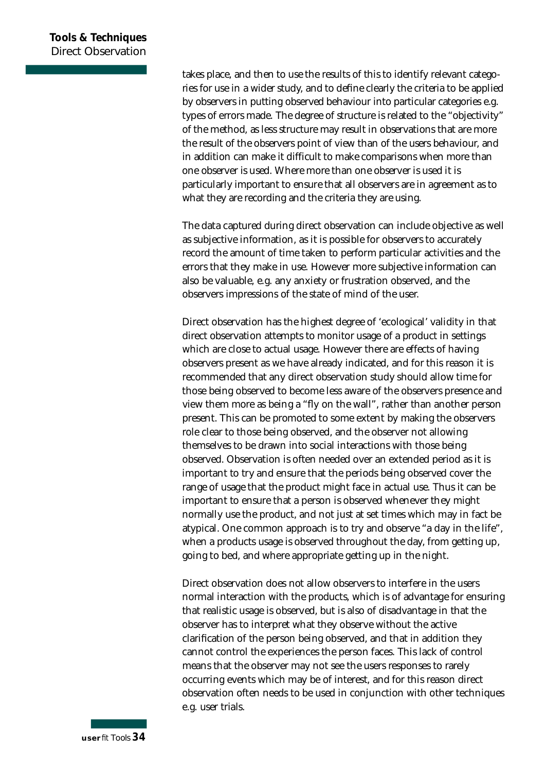takes place, and then to use the results of this to identify relevant categories for use in a wider study, and to define clearly the criteria to be applied by observers in putting observed behaviour into particular categories e.g. types of errors made. The degree of structure is related to the "objectivity" of the method, as less structure may result in observations that are more the result of the observers point of view than of the users behaviour, and in addition can make it difficult to make comparisons when more than one observer is used. Where more than one observer is used it is particularly important to ensure that all observers are in agreement as to what they are recording and the criteria they are using.

The data captured during direct observation can include objective as well as subjective information, as it is possible for observers to accurately record the amount of time taken to perform particular activities and the errors that they make in use. However more subjective information can also be valuable, e.g. any anxiety or frustration observed, and the observers impressions of the state of mind of the user.

Direct observation has the highest degree of 'ecological' validity in that direct observation attempts to monitor usage of a product in settings which are close to actual usage. However there are effects of having observers present as we have already indicated, and for this reason it is recommended that any direct observation study should allow time for those being observed to become less aware of the observers presence and view them more as being a "fly on the wall", rather than another person present. This can be promoted to some extent by making the observers role clear to those being observed, and the observer not allowing themselves to be drawn into social interactions with those being observed. Observation is often needed over an extended period as it is important to try and ensure that the periods being observed cover the range of usage that the product might face in actual use. Thus it can be important to ensure that a person is observed whenever they might normally use the product, and not just at set times which may in fact be atypical. One common approach is to try and observe "a day in the life", when a products usage is observed throughout the day, from getting up, going to bed, and where appropriate getting up in the night.

Direct observation does not allow observers to interfere in the users normal interaction with the products, which is of advantage for ensuring that realistic usage is observed, but is also of disadvantage in that the observer has to interpret what they observe without the active clarification of the person being observed, and that in addition they cannot control the experiences the person faces. This lack of control means that the observer may not see the users responses to rarely occurring events which may be of interest, and for this reason direct observation often needs to be used in conjunction with other techniques e.g. user trials.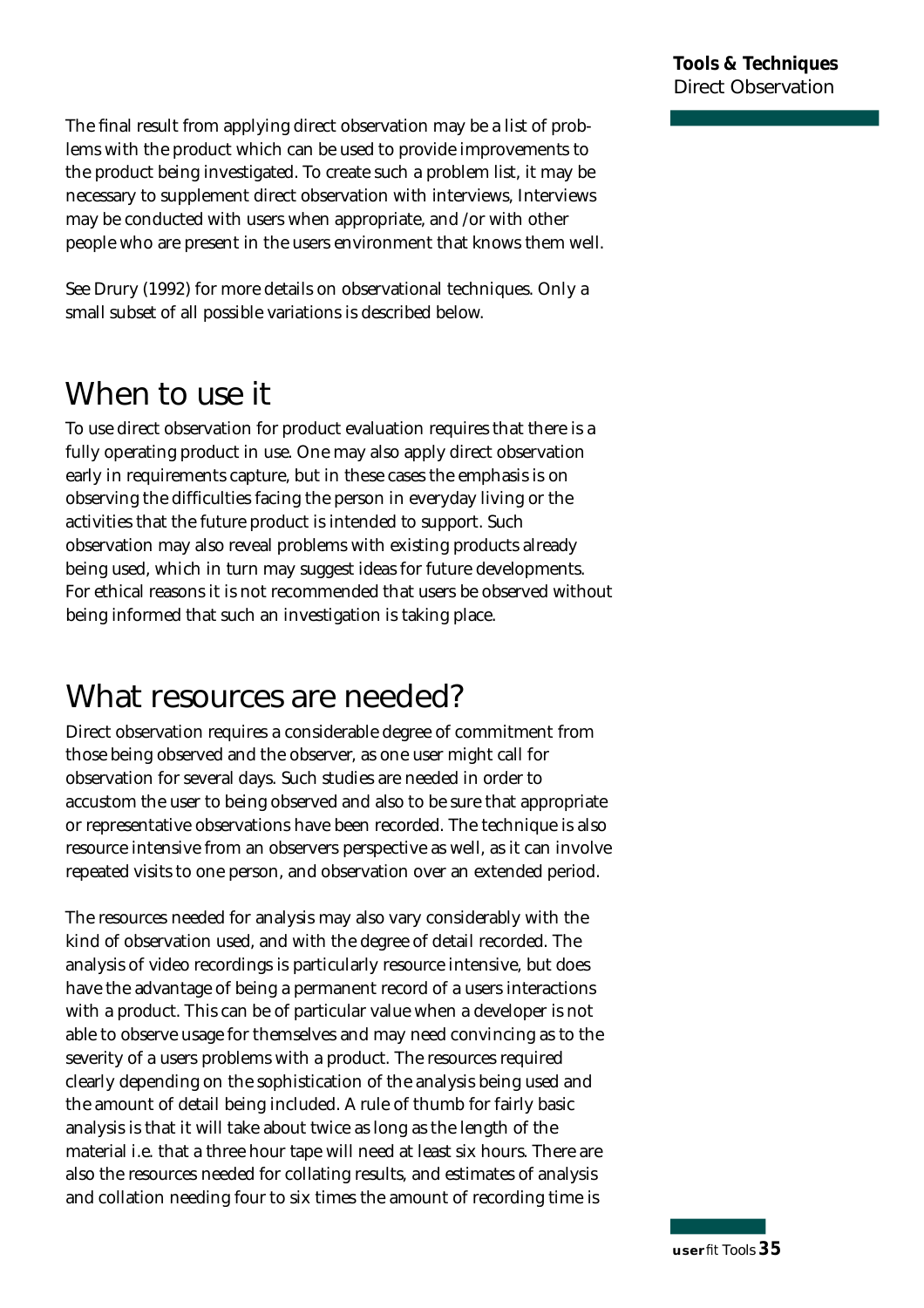The final result from applying direct observation may be a list of problems with the product which can be used to provide improvements to the product being investigated. To create such a problem list, it may be necessary to supplement direct observation with interviews, Interviews may be conducted with users when appropriate, and /or with other people who are present in the users environment that knows them well.

See Drury (1992) for more details on observational techniques. Only a small subset of all possible variations is described below.

# When to use it

To use direct observation for product evaluation requires that there is a fully operating product in use. One may also apply direct observation early in requirements capture, but in these cases the emphasis is on observing the difficulties facing the person in everyday living or the activities that the future product is intended to support. Such observation may also reveal problems with existing products already being used, which in turn may suggest ideas for future developments. For ethical reasons it is not recommended that users be observed without being informed that such an investigation is taking place.

# What resources are needed?

Direct observation requires a considerable degree of commitment from those being observed and the observer, as one user might call for observation for several days. Such studies are needed in order to accustom the user to being observed and also to be sure that appropriate or representative observations have been recorded. The technique is also resource intensive from an observers perspective as well, as it can involve repeated visits to one person, and observation over an extended period.

The resources needed for analysis may also vary considerably with the kind of observation used, and with the degree of detail recorded. The analysis of video recordings is particularly resource intensive, but does have the advantage of being a permanent record of a users interactions with a product. This can be of particular value when a developer is not able to observe usage for themselves and may need convincing as to the severity of a users problems with a product. The resources required clearly depending on the sophistication of the analysis being used and the amount of detail being included. A rule of thumb for fairly basic analysis is that it will take about twice as long as the length of the material i.e. that a three hour tape will need at least six hours. There are also the resources needed for collating results, and estimates of analysis and collation needing four to six times the amount of recording time is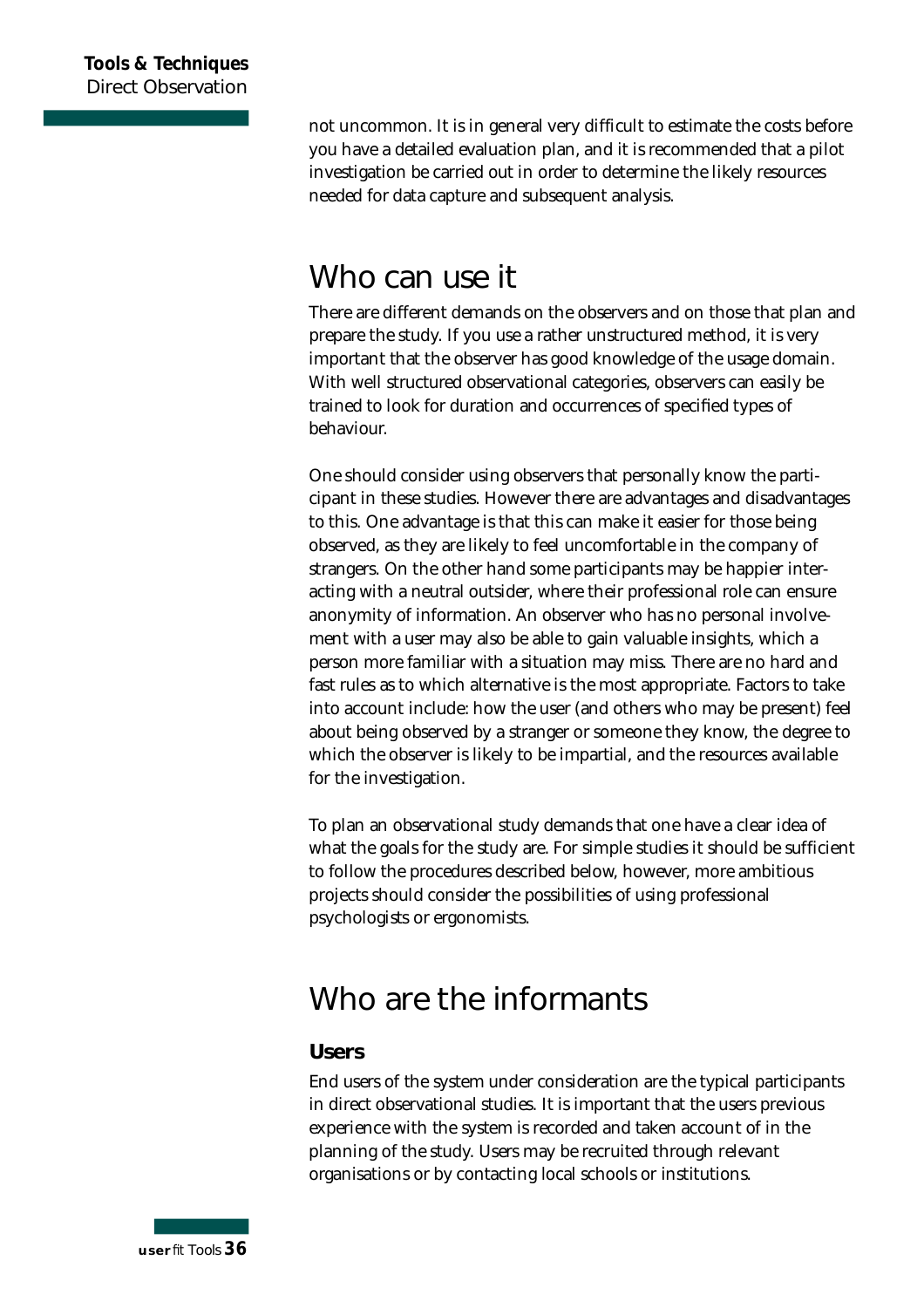not uncommon. It is in general very difficult to estimate the costs before you have a detailed evaluation plan, and it is recommended that a pilot investigation be carried out in order to determine the likely resources needed for data capture and subsequent analysis.

## Who can use it

There are different demands on the observers and on those that plan and prepare the study. If you use a rather unstructured method, it is very important that the observer has good knowledge of the usage domain. With well structured observational categories, observers can easily be trained to look for duration and occurrences of specified types of behaviour.

One should consider using observers that personally know the participant in these studies. However there are advantages and disadvantages to this. One advantage is that this can make it easier for those being observed, as they are likely to feel uncomfortable in the company of strangers. On the other hand some participants may be happier interacting with a neutral outsider, where their professional role can ensure anonymity of information. An observer who has no personal involvement with a user may also be able to gain valuable insights, which a person more familiar with a situation may miss. There are no hard and fast rules as to which alternative is the most appropriate. Factors to take into account include: how the user (and others who may be present) feel about being observed by a stranger or someone they know, the degree to which the observer is likely to be impartial, and the resources available for the investigation.

To plan an observational study demands that one have a clear idea of what the goals for the study are. For simple studies it should be sufficient to follow the procedures described below, however, more ambitious projects should consider the possibilities of using professional psychologists or ergonomists.

## Who are the informants

### Users

End users of the system under consideration are the typical participants in direct observational studies. It is important that the users previous experience with the system is recorded and taken account of in the planning of the study. Users may be recruited through relevant organisations or by contacting local schools or institutions.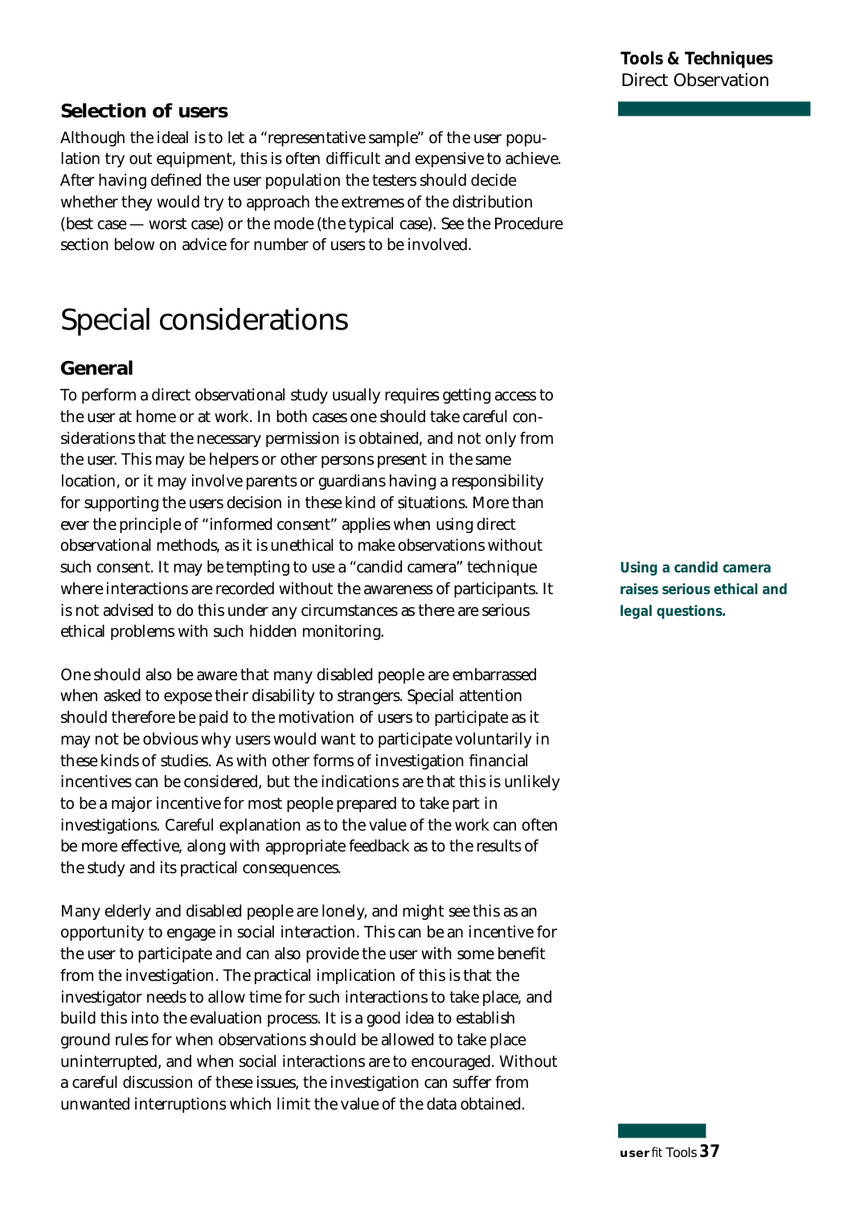### Selection of users

Although the ideal is to let a "representative sample" of the user population try out equipment, this is often difficult and expensive to achieve. After having defined the user population the testers should decide whether they would try to approach the extremes of the distribution (best case — worst case) or the mode (the typical case). See the Procedure section below on advice for number of users to be involved.

## Special considerations

### General

To perform a direct observational study usually requires getting access to the user at home or at work. In both cases one should take careful considerations that the necessary permission is obtained, and not only from the user. This may be helpers or other persons present in the same location, or it may involve parents or guardians having a responsibility for supporting the users decision in these kind of situations. More than ever the principle of "informed consent" applies when using direct observational methods, as it is unethical to make observations without such consent. It may be tempting to use a "candid camera" technique where interactions are recorded without the awareness of participants. It is not advised to do this under any circumstances as there are serious ethical problems with such hidden monitoring.

**Using a candid camera raises serious ethical and legal questions.**

One should also be aware that many disabled people are embarrassed when asked to expose their disability to strangers. Special attention should therefore be paid to the motivation of users to participate as it may not be obvious why users would want to participate voluntarily in these kinds of studies. As with other forms of investigation financial incentives can be considered, but the indications are that this is unlikely to be a major incentive for most people prepared to take part in investigations. Careful explanation as to the value of the work can often be more effective, along with appropriate feedback as to the results of the study and its practical consequences.

Many elderly and disabled people are lonely, and might see this as an opportunity to engage in social interaction. This can be an incentive for the user to participate and can also provide the user with some benefit from the investigation. The practical implication of this is that the investigator needs to allow time for such interactions to take place, and build this into the evaluation process. It is a good idea to establish ground rules for when observations should be allowed to take place uninterrupted, and when social interactions are to encouraged. Without a careful discussion of these issues, the investigation can suffer from unwanted interruptions which limit the value of the data obtained.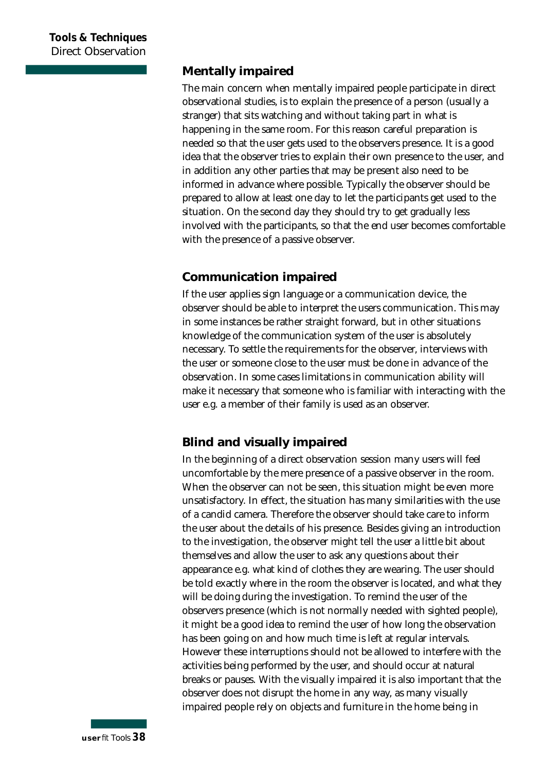## Mentally impaired

The main concern when mentally impaired people participate in direct observational studies, is to explain the presence of a person (usually a stranger) that sits watching and without taking part in what is happening in the same room. For this reason careful preparation is needed so that the user gets used to the observers presence. It is a good idea that the observer tries to explain their own presence to the user, and in addition any other parties that may be present also need to be informed in advance where possible. Typically the observer should be prepared to allow at least one day to let the participants get used to the situation. On the second day they should try to get gradually less involved with the participants, so that the end user becomes comfortable with the presence of a passive observer.

## Communication impaired

If the user applies sign language or a communication device, the observer should be able to interpret the users communication. This may in some instances be rather straight forward, but in other situations knowledge of the communication system of the user is absolutely necessary. To settle the requirements for the observer, interviews with the user or someone close to the user must be done in advance of the observation. In some cases limitations in communication ability will make it necessary that someone who is familiar with interacting with the user e.g. a member of their family is used as an observer.

## Blind and visually impaired

In the beginning of a direct observation session many users will feel uncomfortable by the mere presence of a passive observer in the room. When the observer can not be seen, this situation might be even more unsatisfactory. In effect, the situation has many similarities with the use of a candid camera. Therefore the observer should take care to inform the user about the details of his presence. Besides giving an introduction to the investigation, the observer might tell the user a little bit about themselves and allow the user to ask any questions about their appearance e.g. what kind of clothes they are wearing. The user should be told exactly where in the room the observer is located, and what they will be doing during the investigation. To remind the user of the observers presence (which is not normally needed with sighted people), it might be a good idea to remind the user of how long the observation has been going on and how much time is left at regular intervals. However these interruptions should not be allowed to interfere with the activities being performed by the user, and should occur at natural breaks or pauses. With the visually impaired it is also important that the observer does not disrupt the home in any way, as many visually impaired people rely on objects and furniture in the home being in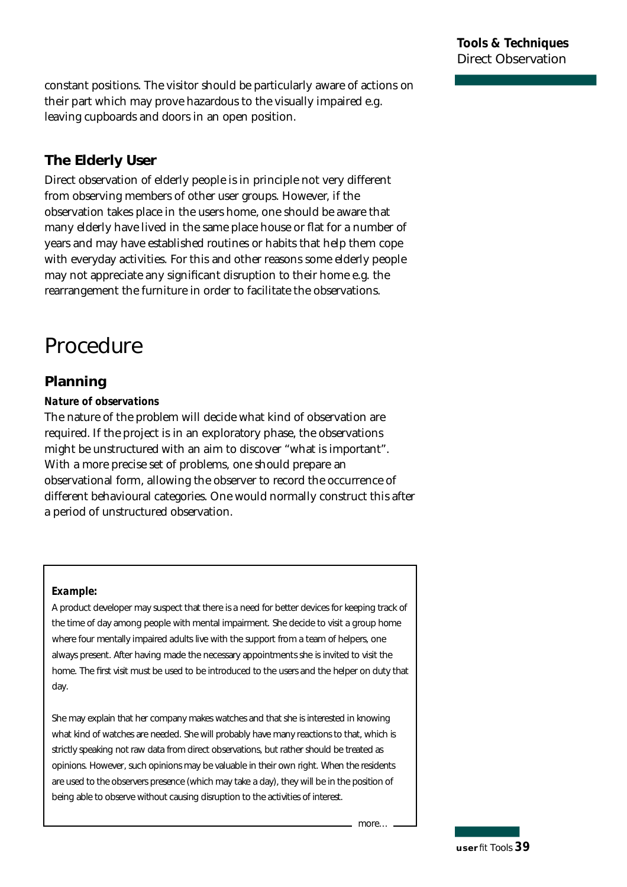constant positions. The visitor should be particularly aware of actions on their part which may prove hazardous to the visually impaired e.g. leaving cupboards and doors in an open position.

### The Elderly User

Direct observation of elderly people is in principle not very different from observing members of other user groups. However, if the observation takes place in the users home, one should be aware that many elderly have lived in the same place house or flat for a number of years and may have established routines or habits that help them cope with everyday activities. For this and other reasons some elderly people may not appreciate any significant disruption to their home e.g. the rearrangement the furniture in order to facilitate the observations.

# Procedure

### Planning

***Nature of observations***

The nature of the problem will decide what kind of observation are required. If the project is in an exploratory phase, the observations might be unstructured with an aim to discover "what is important". With a more precise set of problems, one should prepare an observational form, allowing the observer to record the occurrence of different behavioural categories. One would normally construct this after a period of unstructured observation.

***Example:***

A product developer may suspect that there is a need for better devices for keeping track of the time of day among people with mental impairment. She decide to visit a group home where four mentally impaired adults live with the support from a team of helpers, one always present. After having made the necessary appointments she is invited to visit the home. The first visit must be used to be introduced to the users and the helper on duty that day.

She may explain that her company makes watches and that she is interested in knowing what kind of watches are needed. She will probably have many reactions to that, which is strictly speaking not raw data from direct observations, but rather should be treated as opinions. However, such opinions may be valuable in their own right. When the residents are used to the observers presence (which may take a day), they will be in the position of being able to observe without causing disruption to the activities of interest.

more…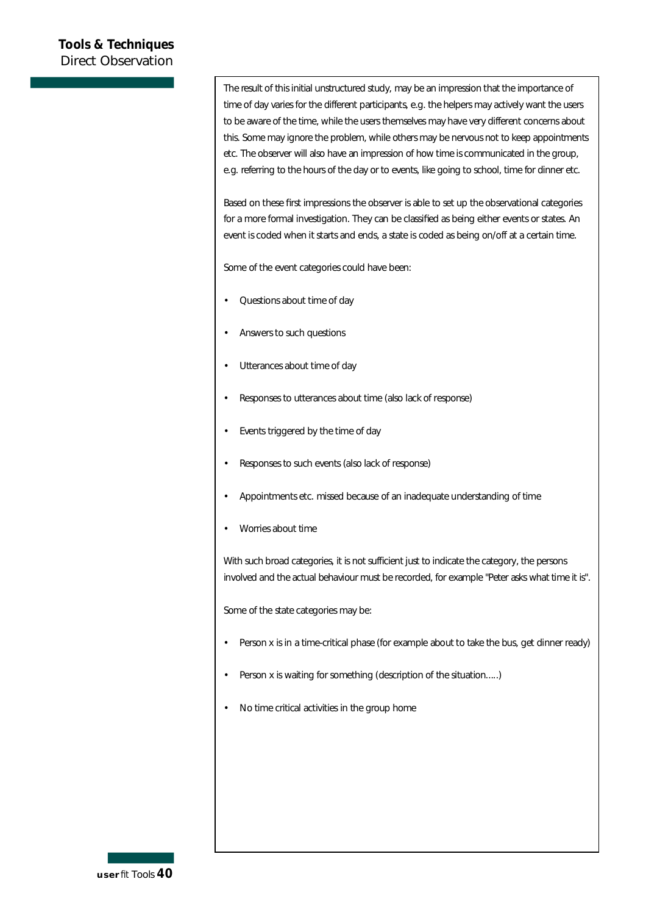The result of this initial unstructured study, may be an impression that the importance of time of day varies for the different participants, e.g. the helpers may actively want the users to be aware of the time, while the users themselves may have very different concerns about this. Some may ignore the problem, while others may be nervous not to keep appointments etc. The observer will also have an impression of how time is communicated in the group, e.g. referring to the hours of the day or to events, like going to school, time for dinner etc.

Based on these first impressions the observer is able to set up the observational categories for a more formal investigation. They can be classified as being either events or states. An event is coded when it starts and ends, a state is coded as being on/off at a certain time.

Some of the event categories could have been:

- Questions about time of day
- Answers to such questions
- Utterances about time of day
- Responses to utterances about time (also lack of response)
- Events triggered by the time of day
- Responses to such events (also lack of response)
- Appointments etc. missed because of an inadequate understanding of time
- Worries about time

With such broad categories, it is not sufficient just to indicate the category, the persons involved and the actual behaviour must be recorded, for example "Peter asks what time it is".

Some of the state categories may be:

- Person x is in a time-critical phase (for example about to take the bus, get dinner ready)
- Person x is waiting for something (description of the situation.....)
- No time critical activities in the group home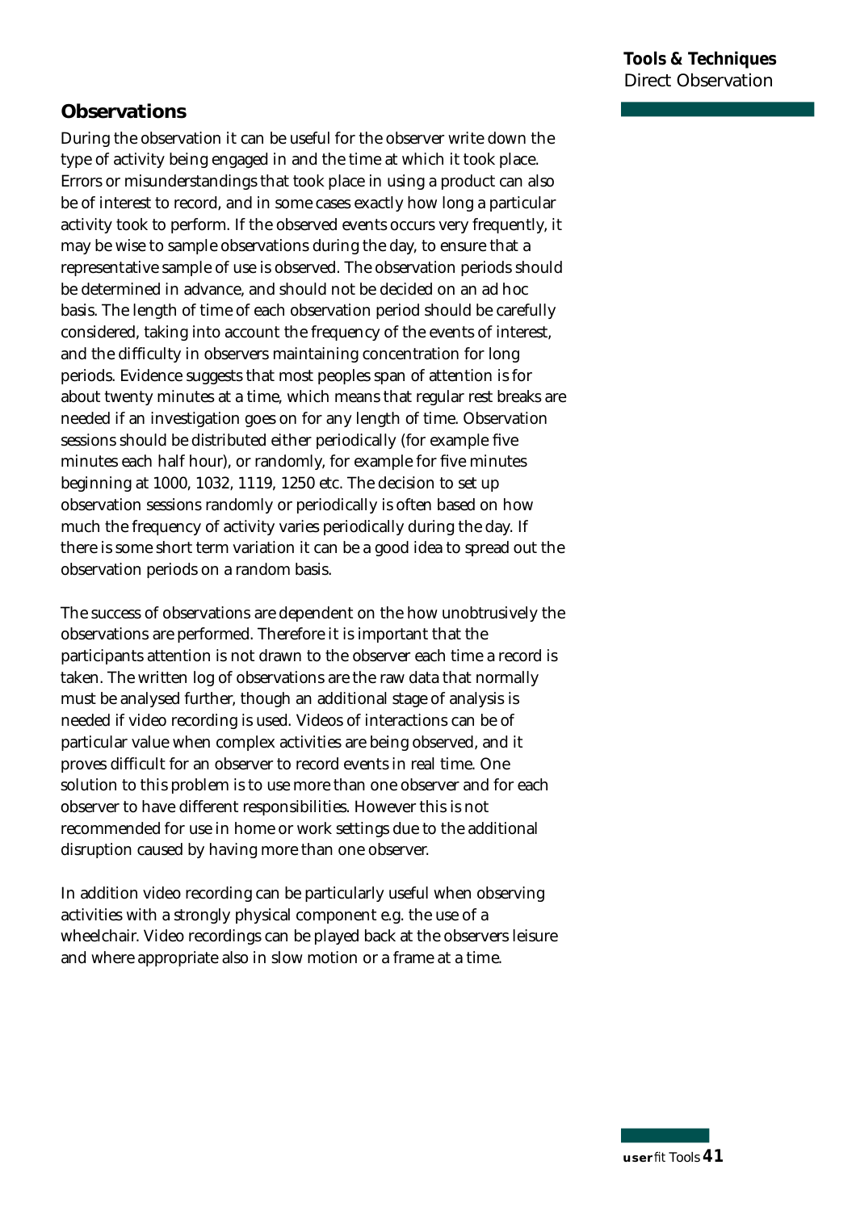## Observations

During the observation it can be useful for the observer write down the type of activity being engaged in and the time at which it took place. Errors or misunderstandings that took place in using a product can also be of interest to record, and in some cases exactly how long a particular activity took to perform. If the observed events occurs very frequently, it may be wise to sample observations during the day, to ensure that a representative sample of use is observed. The observation periods should be determined in advance, and should not be decided on an ad hoc basis. The length of time of each observation period should be carefully considered, taking into account the frequency of the events of interest, and the difficulty in observers maintaining concentration for long periods. Evidence suggests that most peoples span of attention is for about twenty minutes at a time, which means that regular rest breaks are needed if an investigation goes on for any length of time. Observation sessions should be distributed either periodically (for example five minutes each half hour), or randomly, for example for five minutes beginning at 1000, 1032, 1119, 1250 etc. The decision to set up observation sessions randomly or periodically is often based on how much the frequency of activity varies periodically during the day. If there is some short term variation it can be a good idea to spread out the observation periods on a random basis.

The success of observations are dependent on the how unobtrusively the observations are performed. Therefore it is important that the participants attention is not drawn to the observer each time a record is taken. The written log of observations are the raw data that normally must be analysed further, though an additional stage of analysis is needed if video recording is used. Videos of interactions can be of particular value when complex activities are being observed, and it proves difficult for an observer to record events in real time. One solution to this problem is to use more than one observer and for each observer to have different responsibilities. However this is not recommended for use in home or work settings due to the additional disruption caused by having more than one observer.

In addition video recording can be particularly useful when observing activities with a strongly physical component e.g. the use of a wheelchair. Video recordings can be played back at the observers leisure and where appropriate also in slow motion or a frame at a time.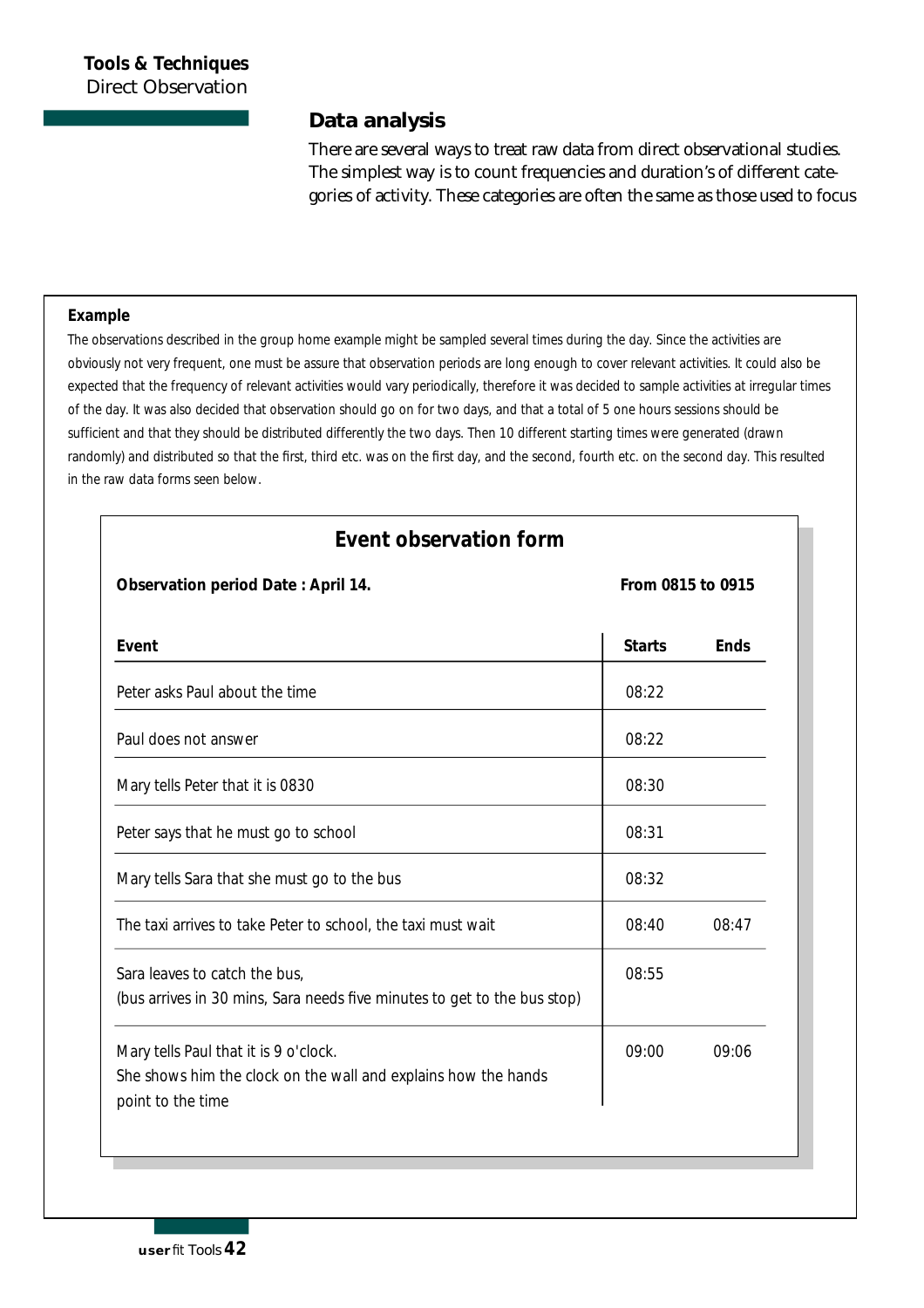## Data analysis

There are several ways to treat raw data from direct observational studies. The simplest way is to count frequencies and duration's of different categories of activity. These categories are often the same as those used to focus

**Example**

The observations described in the group home example might be sampled several times during the day. Since the activities are obviously not very frequent, one must be assure that observation periods are long enough to cover relevant activities. It could also be expected that the frequency of relevant activities would vary periodically, therefore it was decided to sample activities at irregular times of the day. It was also decided that observation should go on for two days, and that a total of 5 one hours sessions should be sufficient and that they should be distributed differently the two days. Then 10 different starting times were generated (drawn randomly) and distributed so that the first, third etc. was on the first day, and the second, fourth etc. on the second day. This resulted in the raw data forms seen below.

### Event observation form

**Observation period Date : April 14.** **From 0815 to 0915**

| Event | Starts | Ends |
|---|---|---|
| Peter asks Paul about the time | 08:22 | |
| Paul does not answer | 08:22 | |
| Mary tells Peter that it is 0830 | 08:30 | |
| Peter says that he must go to school | 08:31 | |
| Mary tells Sara that she must go to the bus | 08:32 | |
| The taxi arrives to take Peter to school, the taxi must wait | 08:40 | 08:47 |
| Sara leaves to catch the bus, (bus arrives in 30 mins, Sara needs five minutes to get to the bus stop) | 08:55 | |
| Mary tells Paul that it is 9 o'clock. She shows him the clock on the wall and explains how the hands point to the time | 09:00 | 09:06 |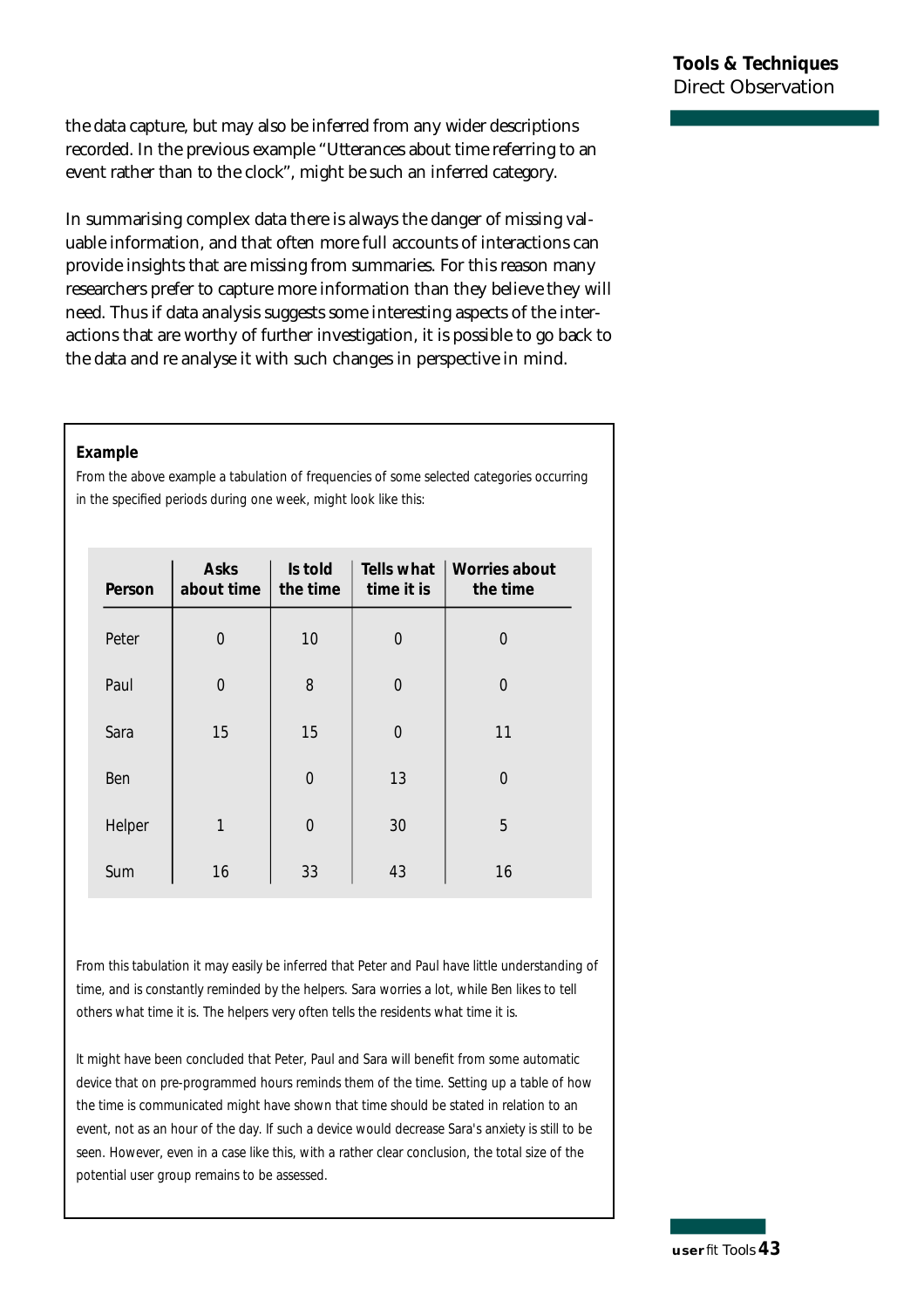the data capture, but may also be inferred from any wider descriptions recorded. In the previous example "Utterances about time referring to an event rather than to the clock", might be such an inferred category.

In summarising complex data there is always the danger of missing valuable information, and that often more full accounts of interactions can provide insights that are missing from summaries. For this reason many researchers prefer to capture more information than they believe they will need. Thus if data analysis suggests some interesting aspects of the interactions that are worthy of further investigation, it is possible to go back to the data and re analyse it with such changes in perspective in mind.

**Example**

From the above example a tabulation of frequencies of some selected categories occurring in the specified periods during one week, might look like this:

| Person | Asks about time | Is told the time | Tells what time it is | Worries about the time |
|---|---|---|---|---|
| Peter | 0 | 10 | 0 | 0 |
| Paul | 0 | 8 | 0 | 0 |
| Sara | 15 | 15 | 0 | 11 |
| Ben | | 0 | 13 | 0 |
| Helper | 1 | 0 | 30 | 5 |
| Sum | 16 | 33 | 43 | 16 |

From this tabulation it may easily be inferred that Peter and Paul have little understanding of time, and is constantly reminded by the helpers. Sara worries a lot, while Ben likes to tell others what time it is. The helpers very often tells the residents what time it is.

It might have been concluded that Peter, Paul and Sara will benefit from some automatic device that on pre-programmed hours reminds them of the time. Setting up a table of how the time is communicated might have shown that time should be stated in relation to an event, not as an hour of the day. If such a device would decrease Sara's anxiety is still to be seen. However, even in a case like this, with a rather clear conclusion, the total size of the potential user group remains to be assessed.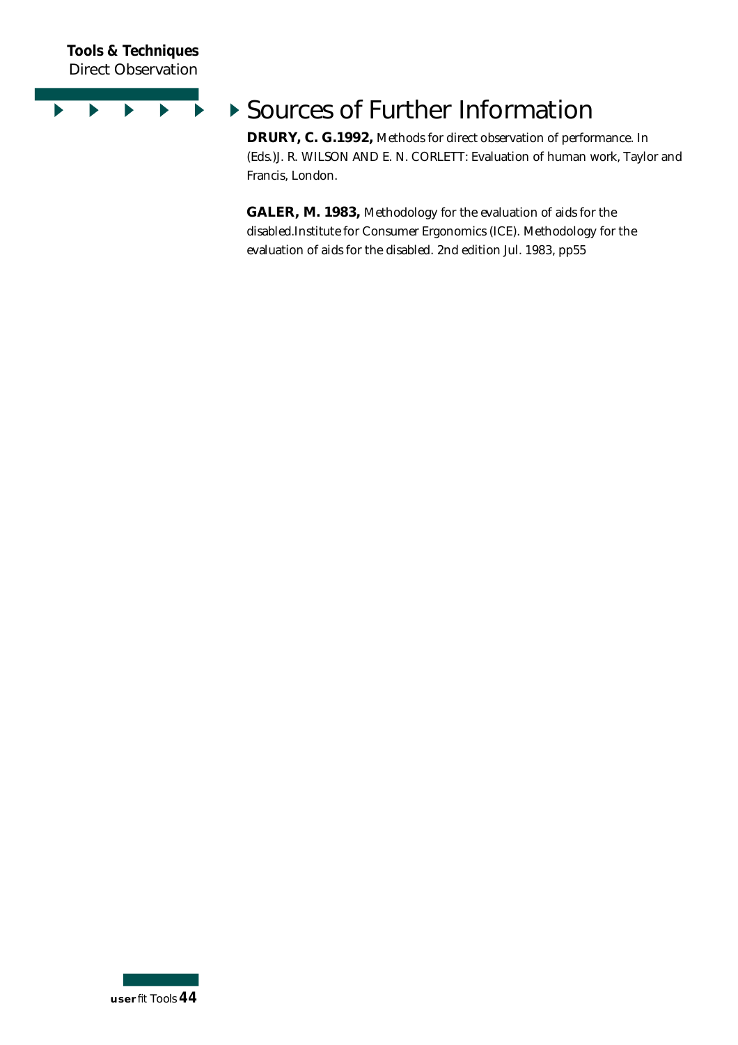## Sources of Further Information

**DRURY, C. G.1992,** Methods for direct observation of performance. In (Eds.)J. R. WILSON AND E. N. CORLETT: Evaluation of human work, Taylor and Francis, London.

**GALER, M. 1983,** Methodology for the evaluation of aids for the disabled.Institute for Consumer Ergonomics (ICE). Methodology for the evaluation of aids for the disabled. 2nd edition Jul. 1983, pp55